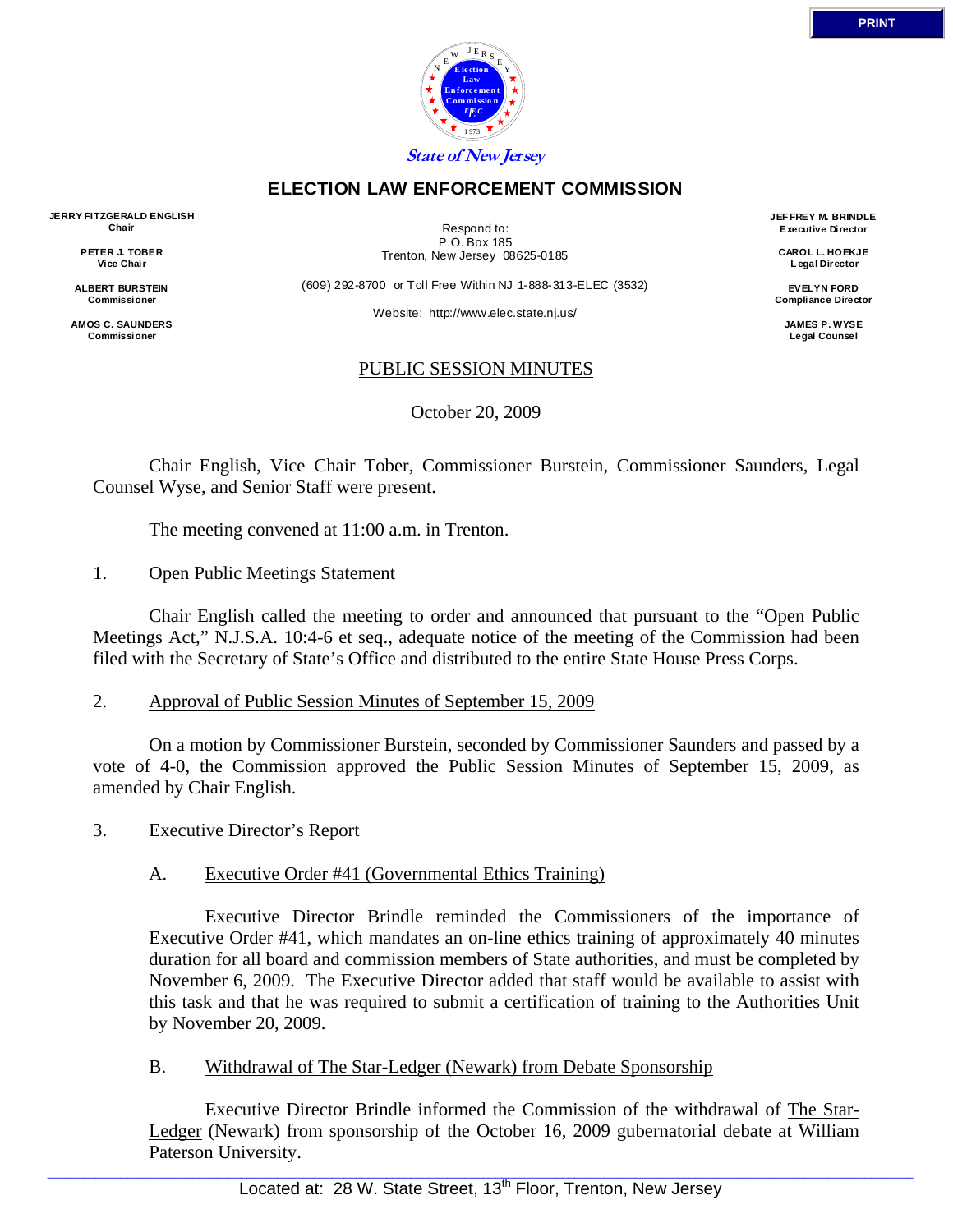State of New Jersey

# ELECTION LAW ENFORCEMENT COMMISSION

**JERRY FITZGERALD ENGLISH**
**Chair**

**PETER J. TOBER**
**Vice Chair**

**ALBERT BURSTEIN**
**Commissioner**

**AMOS C. SAUNDERS**
**Commissioner**

Respond to:
P.O. Box 185
Trenton, New Jersey 08625-0185

(609) 292-8700 or Toll Free Within NJ 1-888-313-ELEC (3532)

Website: http://www.elec.state.nj.us/

**JEFFREY M. BRINDLE**
**Executive Director**

**CAROL L. HOEKJE**
**Legal Director**

**EVELYN FORD**
**Compliance Director**

**JAMES P. WYSE**
**Legal Counsel**

## PUBLIC SESSION MINUTES

October 20, 2009

Chair English, Vice Chair Tober, Commissioner Burstein, Commissioner Saunders, Legal Counsel Wyse, and Senior Staff were present.

The meeting convened at 11:00 a.m. in Trenton.

1. Open Public Meetings Statement

Chair English called the meeting to order and announced that pursuant to the "Open Public Meetings Act," N.J.S.A. 10:4-6 et seq., adequate notice of the meeting of the Commission had been filed with the Secretary of State's Office and distributed to the entire State House Press Corps.

2. Approval of Public Session Minutes of September 15, 2009

On a motion by Commissioner Burstein, seconded by Commissioner Saunders and passed by a vote of 4-0, the Commission approved the Public Session Minutes of September 15, 2009, as amended by Chair English.

3. Executive Director's Report

A. Executive Order #41 (Governmental Ethics Training)

Executive Director Brindle reminded the Commissioners of the importance of Executive Order #41, which mandates an on-line ethics training of approximately 40 minutes duration for all board and commission members of State authorities, and must be completed by November 6, 2009. The Executive Director added that staff would be available to assist with this task and that he was required to submit a certification of training to the Authorities Unit by November 20, 2009.

B. Withdrawal of The Star-Ledger (Newark) from Debate Sponsorship

Executive Director Brindle informed the Commission of the withdrawal of The Star-Ledger (Newark) from sponsorship of the October 16, 2009 gubernatorial debate at William Paterson University.

Located at: 28 W. State Street, 13th Floor, Trenton, New Jersey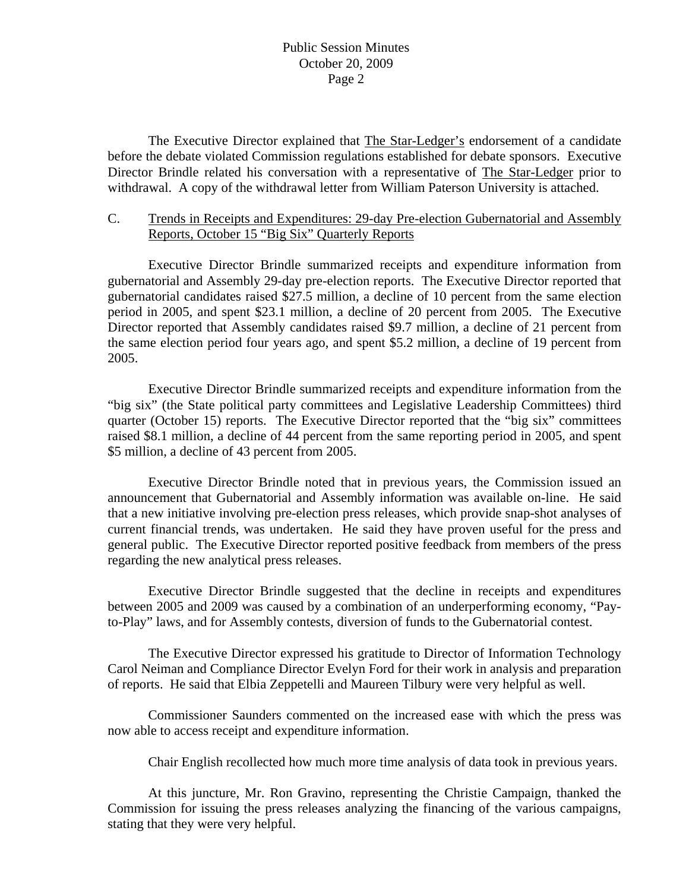The Executive Director explained that The Star-Ledger's endorsement of a candidate before the debate violated Commission regulations established for debate sponsors. Executive Director Brindle related his conversation with a representative of The Star-Ledger prior to withdrawal. A copy of the withdrawal letter from William Paterson University is attached.

C. Trends in Receipts and Expenditures: 29-day Pre-election Gubernatorial and Assembly Reports, October 15 "Big Six" Quarterly Reports

Executive Director Brindle summarized receipts and expenditure information from gubernatorial and Assembly 29-day pre-election reports. The Executive Director reported that gubernatorial candidates raised $27.5 million, a decline of 10 percent from the same election period in 2005, and spent $23.1 million, a decline of 20 percent from 2005. The Executive Director reported that Assembly candidates raised $9.7 million, a decline of 21 percent from the same election period four years ago, and spent $5.2 million, a decline of 19 percent from 2005.

Executive Director Brindle summarized receipts and expenditure information from the "big six" (the State political party committees and Legislative Leadership Committees) third quarter (October 15) reports. The Executive Director reported that the "big six" committees raised $8.1 million, a decline of 44 percent from the same reporting period in 2005, and spent $5 million, a decline of 43 percent from 2005.

Executive Director Brindle noted that in previous years, the Commission issued an announcement that Gubernatorial and Assembly information was available on-line. He said that a new initiative involving pre-election press releases, which provide snap-shot analyses of current financial trends, was undertaken. He said they have proven useful for the press and general public. The Executive Director reported positive feedback from members of the press regarding the new analytical press releases.

Executive Director Brindle suggested that the decline in receipts and expenditures between 2005 and 2009 was caused by a combination of an underperforming economy, "Pay-to-Play" laws, and for Assembly contests, diversion of funds to the Gubernatorial contest.

The Executive Director expressed his gratitude to Director of Information Technology Carol Neiman and Compliance Director Evelyn Ford for their work in analysis and preparation of reports. He said that Elbia Zeppetelli and Maureen Tilbury were very helpful as well.

Commissioner Saunders commented on the increased ease with which the press was now able to access receipt and expenditure information.

Chair English recollected how much more time analysis of data took in previous years.

At this juncture, Mr. Ron Gravino, representing the Christie Campaign, thanked the Commission for issuing the press releases analyzing the financing of the various campaigns, stating that they were very helpful.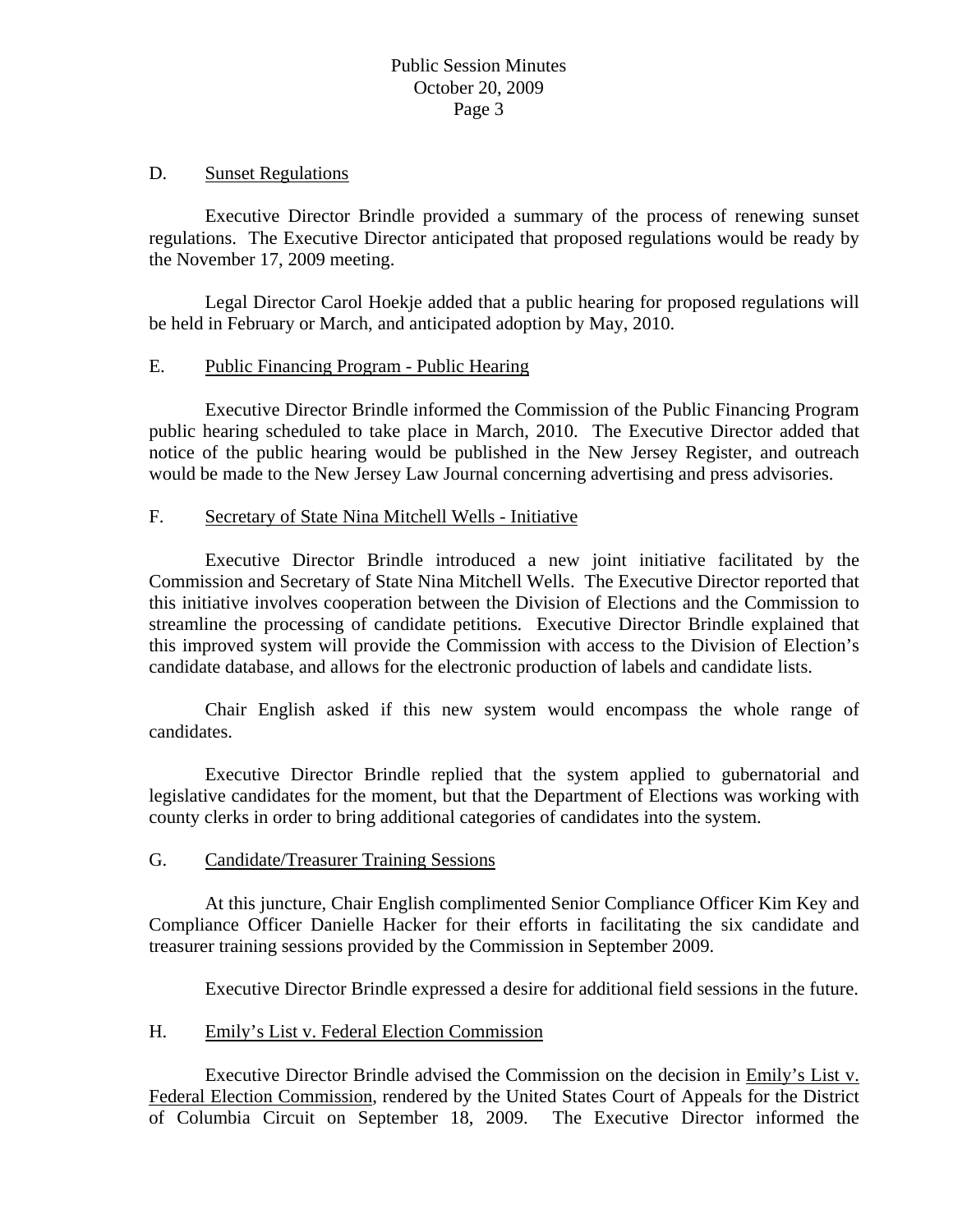D. <u>Sunset Regulations</u>

Executive Director Brindle provided a summary of the process of renewing sunset regulations. The Executive Director anticipated that proposed regulations would be ready by the November 17, 2009 meeting.

Legal Director Carol Hoekje added that a public hearing for proposed regulations will be held in February or March, and anticipated adoption by May, 2010.

E. <u>Public Financing Program - Public Hearing</u>

Executive Director Brindle informed the Commission of the Public Financing Program public hearing scheduled to take place in March, 2010. The Executive Director added that notice of the public hearing would be published in the New Jersey Register, and outreach would be made to the New Jersey Law Journal concerning advertising and press advisories.

F. <u>Secretary of State Nina Mitchell Wells - Initiative</u>

Executive Director Brindle introduced a new joint initiative facilitated by the Commission and Secretary of State Nina Mitchell Wells. The Executive Director reported that this initiative involves cooperation between the Division of Elections and the Commission to streamline the processing of candidate petitions. Executive Director Brindle explained that this improved system will provide the Commission with access to the Division of Election's candidate database, and allows for the electronic production of labels and candidate lists.

Chair English asked if this new system would encompass the whole range of candidates.

Executive Director Brindle replied that the system applied to gubernatorial and legislative candidates for the moment, but that the Department of Elections was working with county clerks in order to bring additional categories of candidates into the system.

G. <u>Candidate/Treasurer Training Sessions</u>

At this juncture, Chair English complimented Senior Compliance Officer Kim Key and Compliance Officer Danielle Hacker for their efforts in facilitating the six candidate and treasurer training sessions provided by the Commission in September 2009.

Executive Director Brindle expressed a desire for additional field sessions in the future.

H. <u>Emily's List v. Federal Election Commission</u>

Executive Director Brindle advised the Commission on the decision in <u>Emily's List v. Federal Election Commission</u>, rendered by the United States Court of Appeals for the District of Columbia Circuit on September 18, 2009. The Executive Director informed the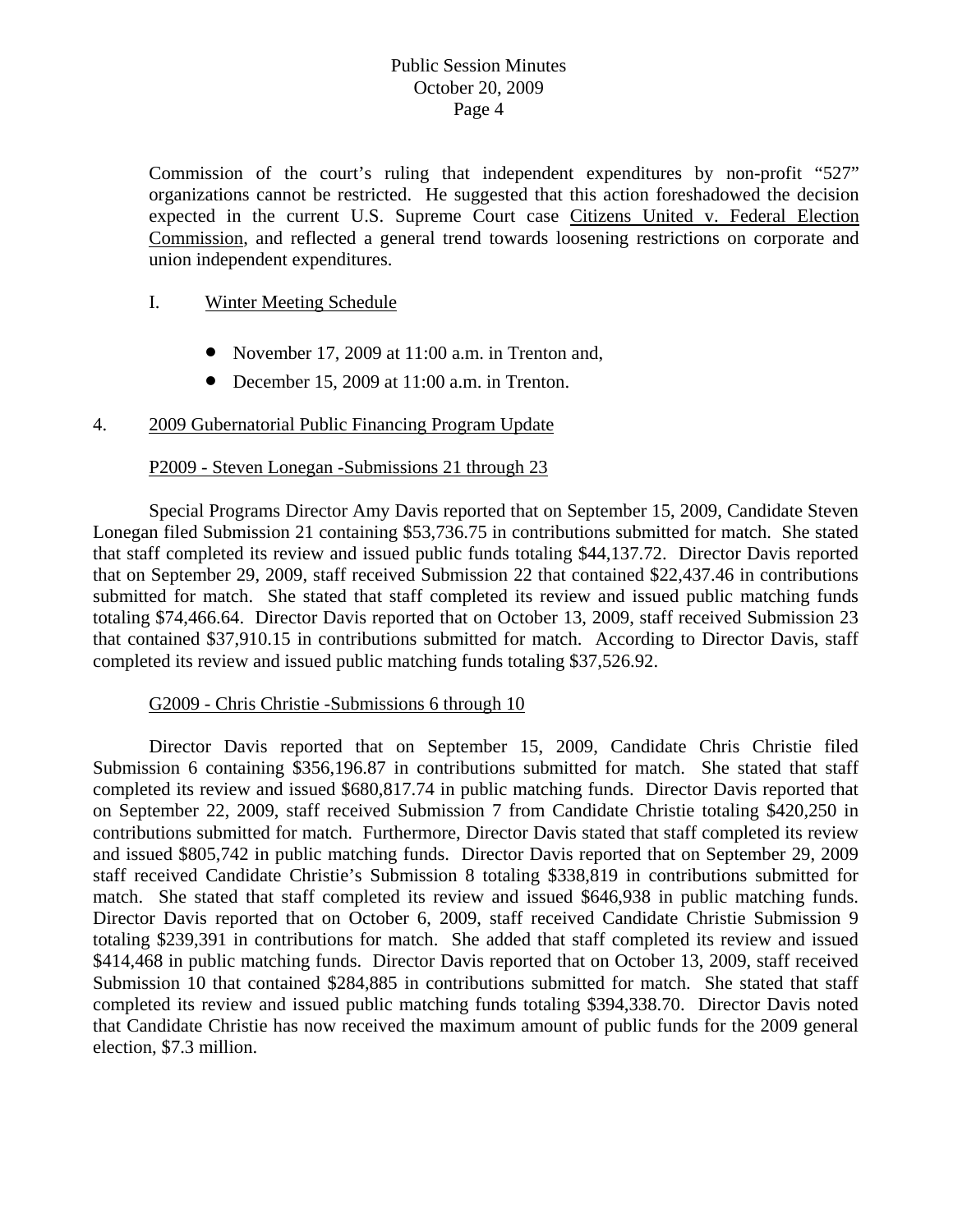Commission of the court's ruling that independent expenditures by non-profit "527" organizations cannot be restricted. He suggested that this action foreshadowed the decision expected in the current U.S. Supreme Court case Citizens United v. Federal Election Commission, and reflected a general trend towards loosening restrictions on corporate and union independent expenditures.

I. Winter Meeting Schedule

- November 17, 2009 at 11:00 a.m. in Trenton and,
- December 15, 2009 at 11:00 a.m. in Trenton.

## 4. 2009 Gubernatorial Public Financing Program Update

### P2009 - Steven Lonegan -Submissions 21 through 23

Special Programs Director Amy Davis reported that on September 15, 2009, Candidate Steven Lonegan filed Submission 21 containing $53,736.75 in contributions submitted for match. She stated that staff completed its review and issued public funds totaling $44,137.72. Director Davis reported that on September 29, 2009, staff received Submission 22 that contained $22,437.46 in contributions submitted for match. She stated that staff completed its review and issued public matching funds totaling $74,466.64. Director Davis reported that on October 13, 2009, staff received Submission 23 that contained $37,910.15 in contributions submitted for match. According to Director Davis, staff completed its review and issued public matching funds totaling $37,526.92.

### G2009 - Chris Christie -Submissions 6 through 10

Director Davis reported that on September 15, 2009, Candidate Chris Christie filed Submission 6 containing $356,196.87 in contributions submitted for match. She stated that staff completed its review and issued $680,817.74 in public matching funds. Director Davis reported that on September 22, 2009, staff received Submission 7 from Candidate Christie totaling $420,250 in contributions submitted for match. Furthermore, Director Davis stated that staff completed its review and issued $805,742 in public matching funds. Director Davis reported that on September 29, 2009 staff received Candidate Christie's Submission 8 totaling $338,819 in contributions submitted for match. She stated that staff completed its review and issued $646,938 in public matching funds. Director Davis reported that on October 6, 2009, staff received Candidate Christie Submission 9 totaling $239,391 in contributions for match. She added that staff completed its review and issued $414,468 in public matching funds. Director Davis reported that on October 13, 2009, staff received Submission 10 that contained $284,885 in contributions submitted for match. She stated that staff completed its review and issued public matching funds totaling $394,338.70. Director Davis noted that Candidate Christie has now received the maximum amount of public funds for the 2009 general election, $7.3 million.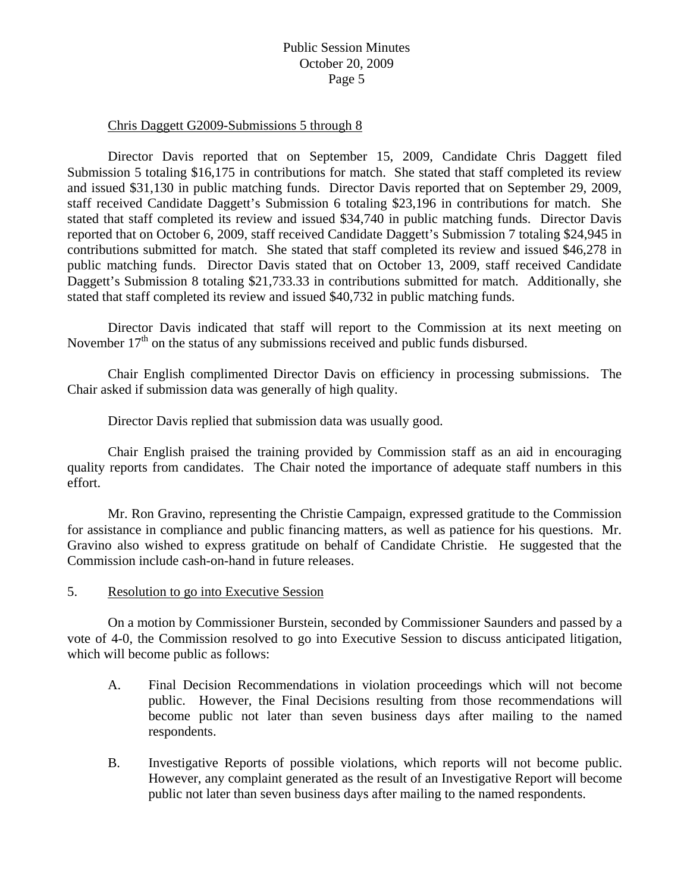Chris Daggett G2009-Submissions 5 through 8

Director Davis reported that on September 15, 2009, Candidate Chris Daggett filed Submission 5 totaling $16,175 in contributions for match. She stated that staff completed its review and issued $31,130 in public matching funds. Director Davis reported that on September 29, 2009, staff received Candidate Daggett's Submission 6 totaling $23,196 in contributions for match. She stated that staff completed its review and issued $34,740 in public matching funds. Director Davis reported that on October 6, 2009, staff received Candidate Daggett's Submission 7 totaling $24,945 in contributions submitted for match. She stated that staff completed its review and issued $46,278 in public matching funds. Director Davis stated that on October 13, 2009, staff received Candidate Daggett's Submission 8 totaling $21,733.33 in contributions submitted for match. Additionally, she stated that staff completed its review and issued $40,732 in public matching funds.

Director Davis indicated that staff will report to the Commission at its next meeting on November 17th on the status of any submissions received and public funds disbursed.

Chair English complimented Director Davis on efficiency in processing submissions. The Chair asked if submission data was generally of high quality.

Director Davis replied that submission data was usually good.

Chair English praised the training provided by Commission staff as an aid in encouraging quality reports from candidates. The Chair noted the importance of adequate staff numbers in this effort.

Mr. Ron Gravino, representing the Christie Campaign, expressed gratitude to the Commission for assistance in compliance and public financing matters, as well as patience for his questions. Mr. Gravino also wished to express gratitude on behalf of Candidate Christie. He suggested that the Commission include cash-on-hand in future releases.

5. Resolution to go into Executive Session

On a motion by Commissioner Burstein, seconded by Commissioner Saunders and passed by a vote of 4-0, the Commission resolved to go into Executive Session to discuss anticipated litigation, which will become public as follows:

A. Final Decision Recommendations in violation proceedings which will not become public. However, the Final Decisions resulting from those recommendations will become public not later than seven business days after mailing to the named respondents.

B. Investigative Reports of possible violations, which reports will not become public. However, any complaint generated as the result of an Investigative Report will become public not later than seven business days after mailing to the named respondents.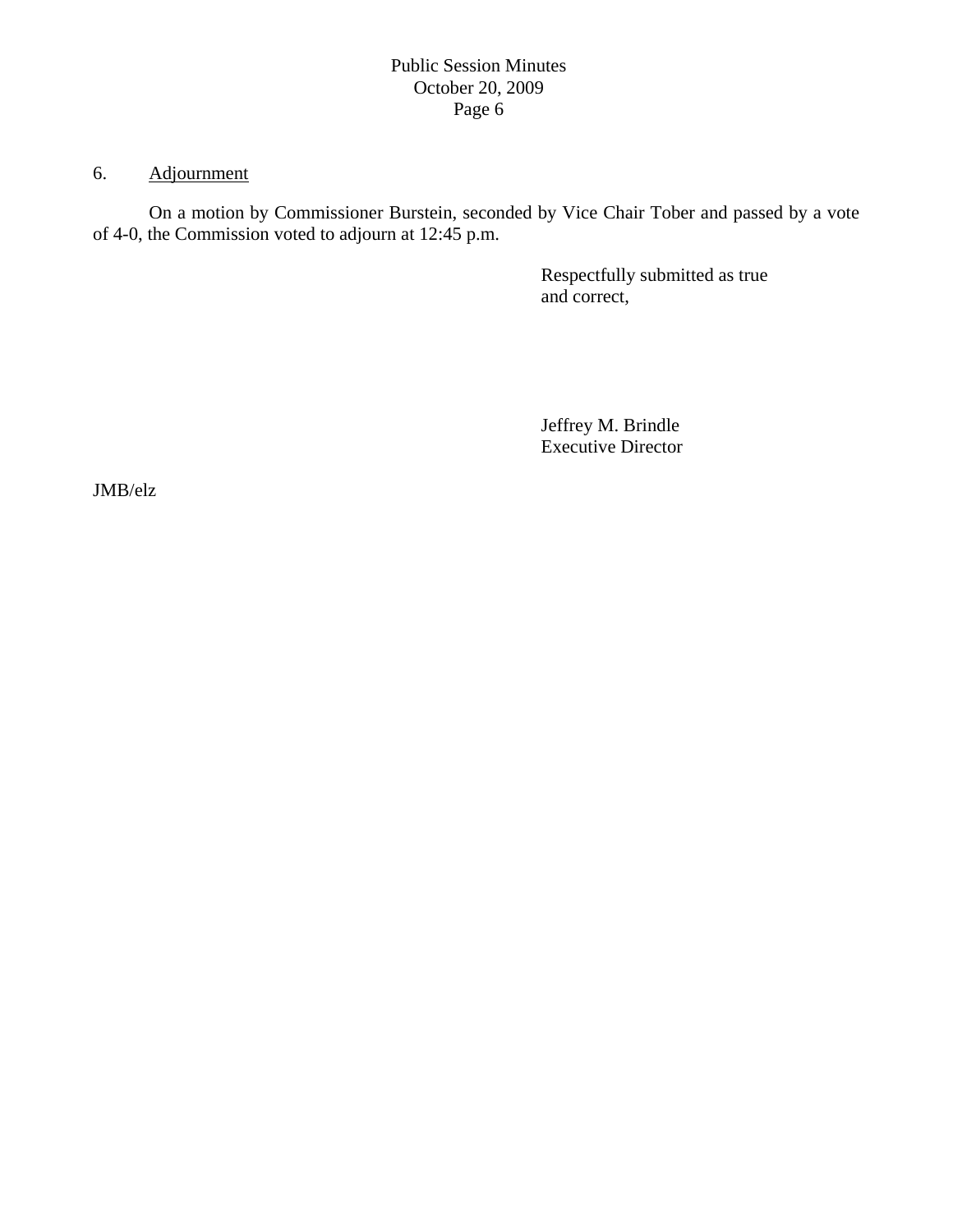6. Adjournment

On a motion by Commissioner Burstein, seconded by Vice Chair Tober and passed by a vote of 4-0, the Commission voted to adjourn at 12:45 p.m.

Respectfully submitted as true and correct,

Jeffrey M. Brindle
Executive Director

JMB/elz